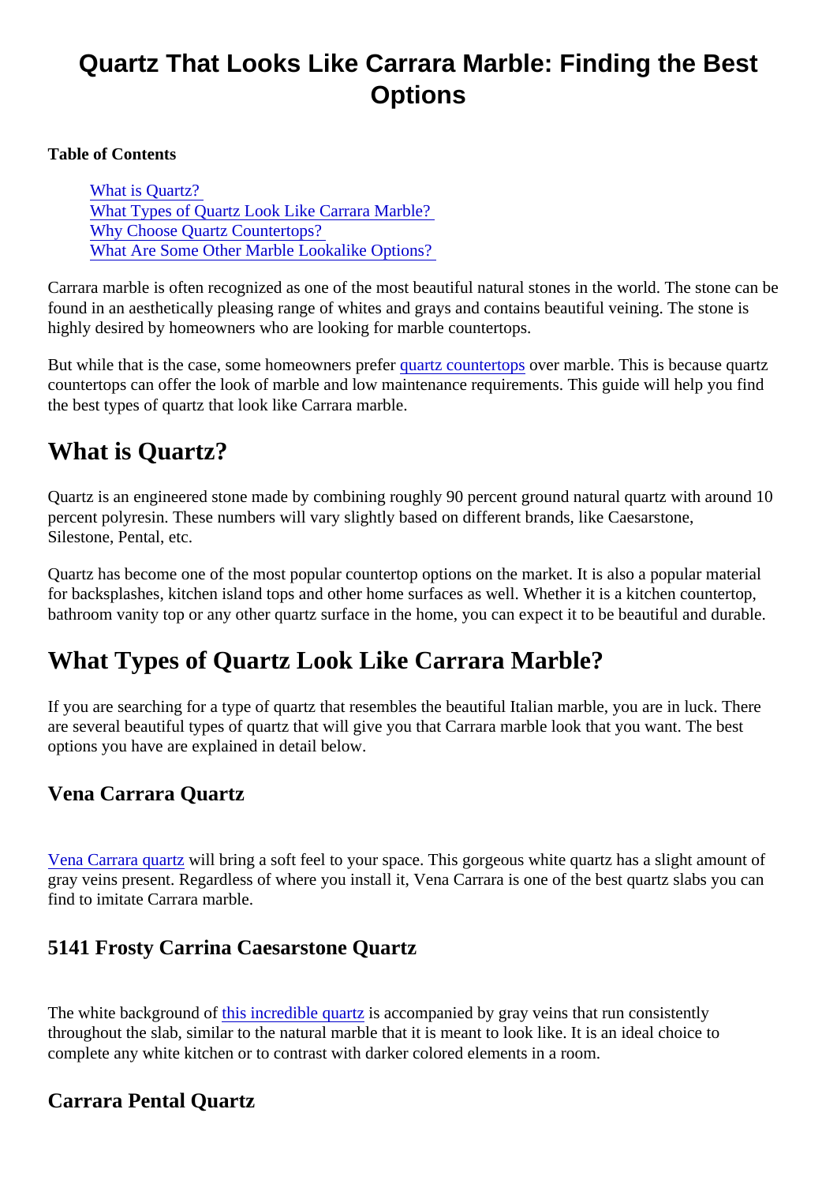# Quartz That Looks Like Carrara Marble: Finding the Best Options

**Table of Contents**

- [What is Quartz?](#what-is-quartz)
- [What Types of Quartz Look Like Carrara Marble?](#what-types-of-quartz-look-like-carrara-marble)
- [Why Choose Quartz Countertops?](#why-choose-quartz-countertops)
- [What Are Some Other Marble Lookalike Options?](#what-are-some-other-marble-lookalike-options)

Carrara marble is often recognized as one of the most beautiful natural stones in the world. The stone can be found in an aesthetically pleasing range of whites and grays and contains beautiful veining. The stone is highly desired by homeowners who are looking for marble countertops.

But while that is the case, some homeowners prefer quartz countertops over marble. This is because quartz countertops can offer the look of marble and low maintenance requirements. This guide will help you find the best types of quartz that look like Carrara marble.

## What is Quartz?

Quartz is an engineered stone made by combining roughly 90 percent ground natural quartz with around 10 percent polyresin. These numbers will vary slightly based on different brands, like Caesarstone, Silestone, Pental, etc.

Quartz has become one of the most popular countertop options on the market. It is also a popular material for backsplashes, kitchen island tops and other home surfaces as well. Whether it is a kitchen countertop, bathroom vanity top or any other quartz surface in the home, you can expect it to be beautiful and durable.

## What Types of Quartz Look Like Carrara Marble?

If you are searching for a type of quartz that resembles the beautiful Italian marble, you are in luck. There are several beautiful types of quartz that will give you that Carrara marble look that you want. The best options you have are explained in detail below.

### Vena Carrara Quartz

Vena Carrara quartz will bring a soft feel to your space. This gorgeous white quartz has a slight amount of gray veins present. Regardless of where you install it, Vena Carrara is one of the best quartz slabs you can find to imitate Carrara marble.

### 5141 Frosty Carrina Caesarstone Quartz

The white background of this incredible quartz is accompanied by gray veins that run consistently throughout the slab, similar to the natural marble that it is meant to look like. It is an ideal choice to complete any white kitchen or to contrast with darker colored elements in a room.

### Carrara Pental Quartz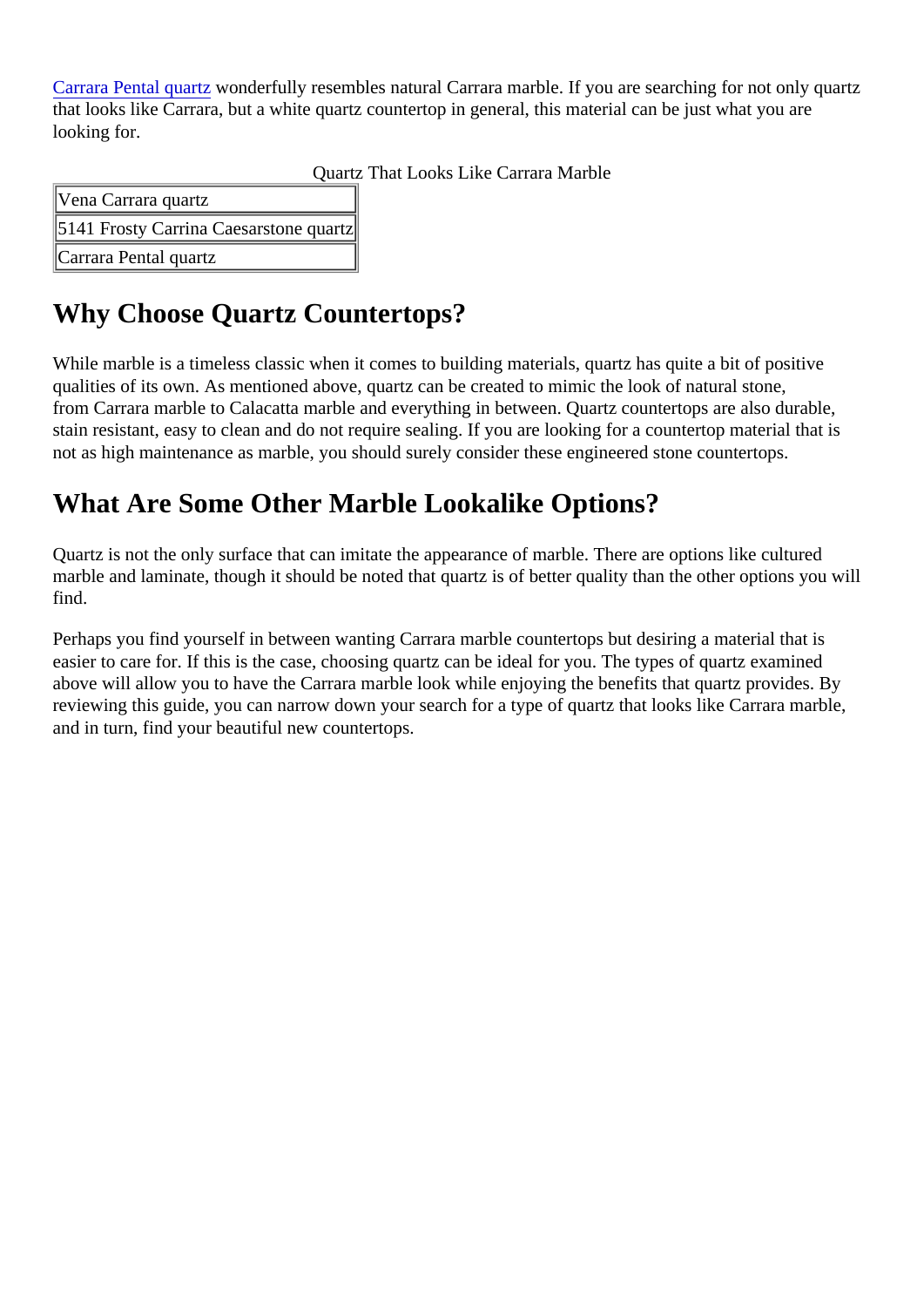Carrara Pental quartz wonderfully resembles natural Carrara marble. If you are searching for not only quartz that looks like Carrara, but a white quartz countertop in general, this material can be just what you are looking for.

Quartz That Looks Like Carrara Marble

| |
|---|
| Vena Carrara quartz |
| 5141 Frosty Carrina Caesarstone quartz |
| Carrara Pental quartz |

## Why Choose Quartz Countertops?

While marble is a timeless classic when it comes to building materials, quartz has quite a bit of positive qualities of its own. As mentioned above, quartz can be created to mimic the look of natural stone, from Carrara marble to Calacatta marble and everything in between. Quartz countertops are also durable, stain resistant, easy to clean and do not require sealing. If you are looking for a countertop material that is not as high maintenance as marble, you should surely consider these engineered stone countertops.

## What Are Some Other Marble Lookalike Options?

Quartz is not the only surface that can imitate the appearance of marble. There are options like cultured marble and laminate, though it should be noted that quartz is of better quality than the other options you will find.

Perhaps you find yourself in between wanting Carrara marble countertops but desiring a material that is easier to care for. If this is the case, choosing quartz can be ideal for you. The types of quartz examined above will allow you to have the Carrara marble look while enjoying the benefits that quartz provides. By reviewing this guide, you can narrow down your search for a type of quartz that looks like Carrara marble, and in turn, find your beautiful new countertops.